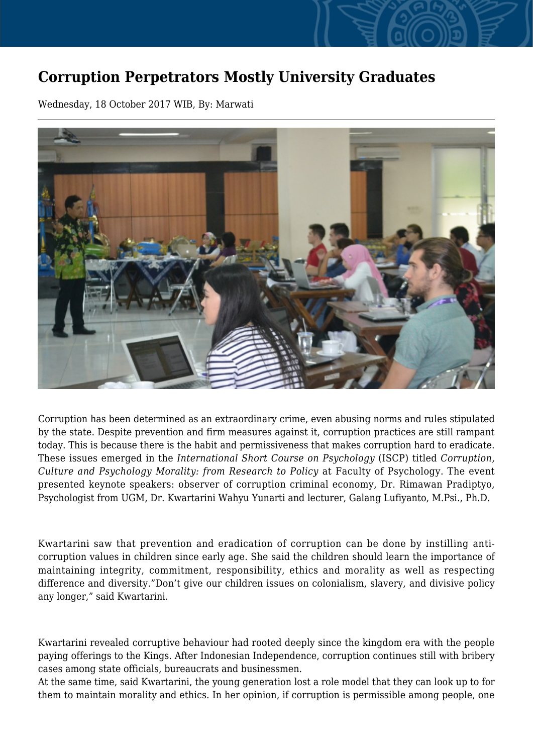# Corruption Perpetrators Mostly University Graduates

Wednesday, 18 October 2017 WIB, By: Marwati

Corruption has been determined as an extraordinary crime, even abusing norms and rules stipulated by the state. Despite prevention and firm measures against it, corruption practices are still rampant today. This is because there is the habit and permissiveness that makes corruption hard to eradicate. These issues emerged in the *International Short Course on Psychology* (ISCP) titled *Corruption, Culture and Psychology Morality: from Research to Policy* at Faculty of Psychology. The event presented keynote speakers: observer of corruption criminal economy, Dr. Rimawan Pradiptyo, Psychologist from UGM, Dr. Kwartarini Wahyu Yunarti and lecturer, Galang Lufiyanto, M.Psi., Ph.D.

Kwartarini saw that prevention and eradication of corruption can be done by instilling anti-corruption values in children since early age. She said the children should learn the importance of maintaining integrity, commitment, responsibility, ethics and morality as well as respecting difference and diversity."Don't give our children issues on colonialism, slavery, and divisive policy any longer," said Kwartarini.

Kwartarini revealed corruptive behaviour had rooted deeply since the kingdom era with the people paying offerings to the Kings. After Indonesian Independence, corruption continues still with bribery cases among state officials, bureaucrats and businessmen.

At the same time, said Kwartarini, the young generation lost a role model that they can look up to for them to maintain morality and ethics. In her opinion, if corruption is permissible among people, one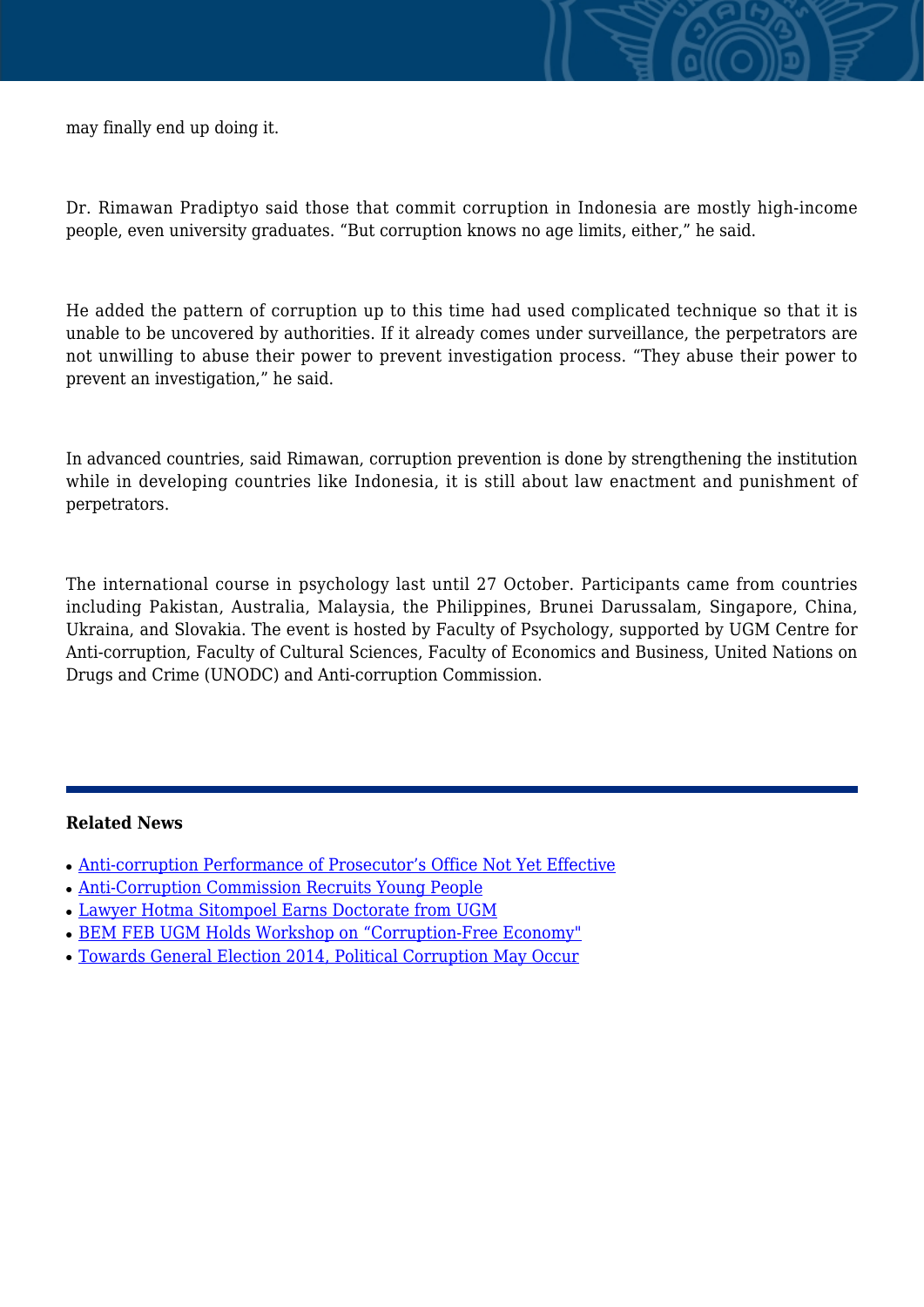may finally end up doing it.

Dr. Rimawan Pradiptyo said those that commit corruption in Indonesia are mostly high-income people, even university graduates. “But corruption knows no age limits, either,” he said.

He added the pattern of corruption up to this time had used complicated technique so that it is unable to be uncovered by authorities. If it already comes under surveillance, the perpetrators are not unwilling to abuse their power to prevent investigation process. “They abuse their power to prevent an investigation,” he said.

In advanced countries, said Rimawan, corruption prevention is done by strengthening the institution while in developing countries like Indonesia, it is still about law enactment and punishment of perpetrators.

The international course in psychology last until 27 October. Participants came from countries including Pakistan, Australia, Malaysia, the Philippines, Brunei Darussalam, Singapore, China, Ukraina, and Slovakia. The event is hosted by Faculty of Psychology, supported by UGM Centre for Anti-corruption, Faculty of Cultural Sciences, Faculty of Economics and Business, United Nations on Drugs and Crime (UNODC) and Anti-corruption Commission.

---

**Related News**

- Anti-corruption Performance of Prosecutor’s Office Not Yet Effective
- Anti-Corruption Commission Recruits Young People
- Lawyer Hotma Sitompoel Earns Doctorate from UGM
- BEM FEB UGM Holds Workshop on “Corruption-Free Economy"
- Towards General Election 2014, Political Corruption May Occur